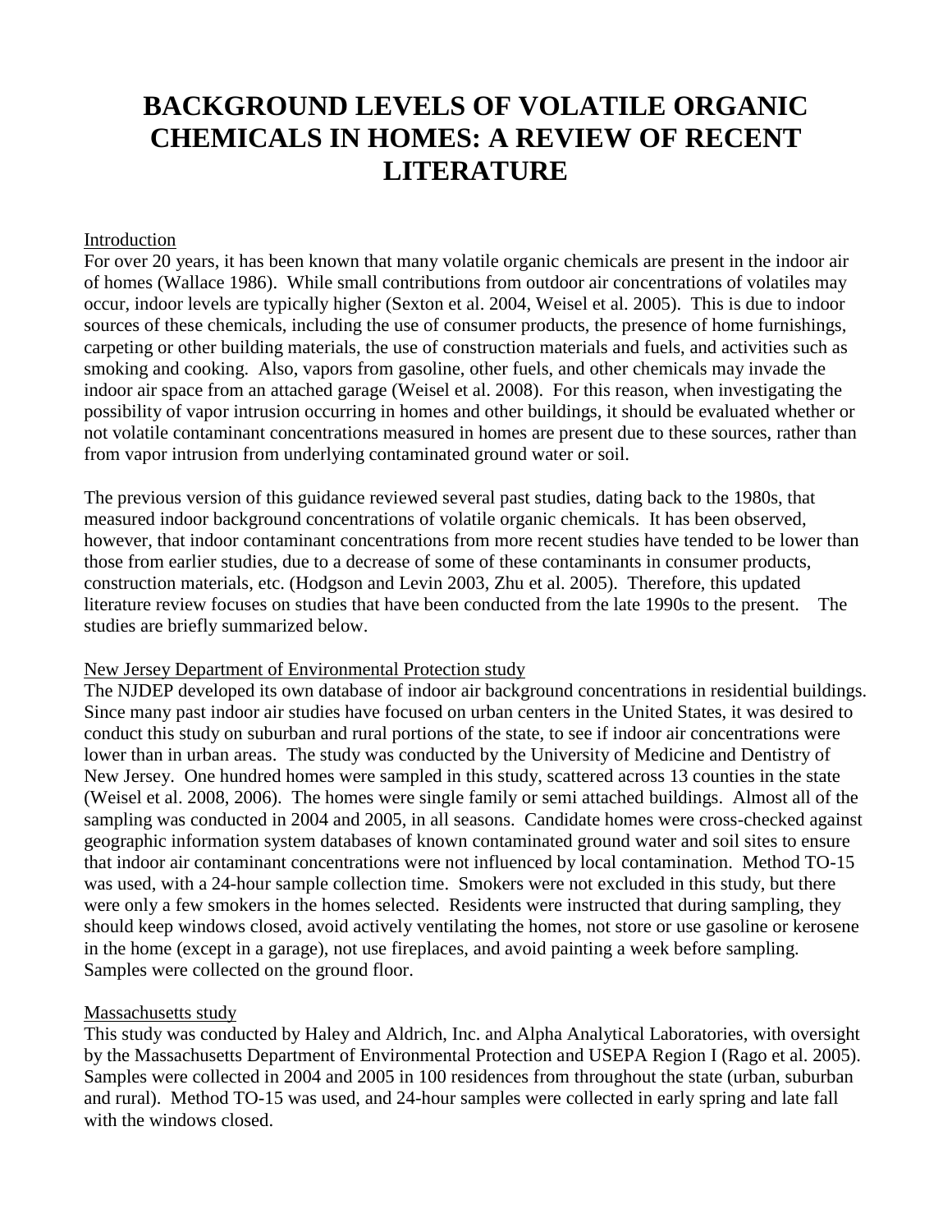# BACKGROUND LEVELS OF VOLATILE ORGANIC CHEMICALS IN HOMES: A REVIEW OF RECENT LITERATURE

## Introduction

For over 20 years, it has been known that many volatile organic chemicals are present in the indoor air of homes (Wallace 1986). While small contributions from outdoor air concentrations of volatiles may occur, indoor levels are typically higher (Sexton et al. 2004, Weisel et al. 2005). This is due to indoor sources of these chemicals, including the use of consumer products, the presence of home furnishings, carpeting or other building materials, the use of construction materials and fuels, and activities such as smoking and cooking. Also, vapors from gasoline, other fuels, and other chemicals may invade the indoor air space from an attached garage (Weisel et al. 2008). For this reason, when investigating the possibility of vapor intrusion occurring in homes and other buildings, it should be evaluated whether or not volatile contaminant concentrations measured in homes are present due to these sources, rather than from vapor intrusion from underlying contaminated ground water or soil.

The previous version of this guidance reviewed several past studies, dating back to the 1980s, that measured indoor background concentrations of volatile organic chemicals. It has been observed, however, that indoor contaminant concentrations from more recent studies have tended to be lower than those from earlier studies, due to a decrease of some of these contaminants in consumer products, construction materials, etc. (Hodgson and Levin 2003, Zhu et al. 2005). Therefore, this updated literature review focuses on studies that have been conducted from the late 1990s to the present. The studies are briefly summarized below.

## New Jersey Department of Environmental Protection study

The NJDEP developed its own database of indoor air background concentrations in residential buildings. Since many past indoor air studies have focused on urban centers in the United States, it was desired to conduct this study on suburban and rural portions of the state, to see if indoor air concentrations were lower than in urban areas. The study was conducted by the University of Medicine and Dentistry of New Jersey. One hundred homes were sampled in this study, scattered across 13 counties in the state (Weisel et al. 2008, 2006). The homes were single family or semi attached buildings. Almost all of the sampling was conducted in 2004 and 2005, in all seasons. Candidate homes were cross-checked against geographic information system databases of known contaminated ground water and soil sites to ensure that indoor air contaminant concentrations were not influenced by local contamination. Method TO-15 was used, with a 24-hour sample collection time. Smokers were not excluded in this study, but there were only a few smokers in the homes selected. Residents were instructed that during sampling, they should keep windows closed, avoid actively ventilating the homes, not store or use gasoline or kerosene in the home (except in a garage), not use fireplaces, and avoid painting a week before sampling. Samples were collected on the ground floor.

## Massachusetts study

This study was conducted by Haley and Aldrich, Inc. and Alpha Analytical Laboratories, with oversight by the Massachusetts Department of Environmental Protection and USEPA Region I (Rago et al. 2005). Samples were collected in 2004 and 2005 in 100 residences from throughout the state (urban, suburban and rural). Method TO-15 was used, and 24-hour samples were collected in early spring and late fall with the windows closed.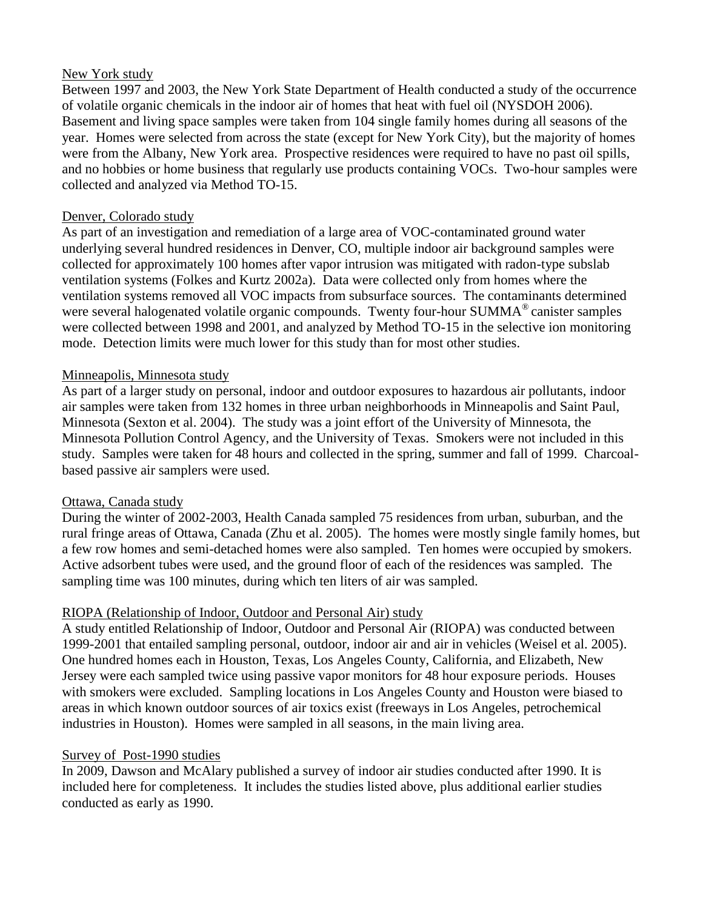New York study

Between 1997 and 2003, the New York State Department of Health conducted a study of the occurrence of volatile organic chemicals in the indoor air of homes that heat with fuel oil (NYSDOH 2006). Basement and living space samples were taken from 104 single family homes during all seasons of the year. Homes were selected from across the state (except for New York City), but the majority of homes were from the Albany, New York area. Prospective residences were required to have no past oil spills, and no hobbies or home business that regularly use products containing VOCs. Two-hour samples were collected and analyzed via Method TO-15.

Denver, Colorado study

As part of an investigation and remediation of a large area of VOC-contaminated ground water underlying several hundred residences in Denver, CO, multiple indoor air background samples were collected for approximately 100 homes after vapor intrusion was mitigated with radon-type subslab ventilation systems (Folkes and Kurtz 2002a). Data were collected only from homes where the ventilation systems removed all VOC impacts from subsurface sources. The contaminants determined were several halogenated volatile organic compounds. Twenty four-hour SUMMA® canister samples were collected between 1998 and 2001, and analyzed by Method TO-15 in the selective ion monitoring mode. Detection limits were much lower for this study than for most other studies.

Minneapolis, Minnesota study

As part of a larger study on personal, indoor and outdoor exposures to hazardous air pollutants, indoor air samples were taken from 132 homes in three urban neighborhoods in Minneapolis and Saint Paul, Minnesota (Sexton et al. 2004). The study was a joint effort of the University of Minnesota, the Minnesota Pollution Control Agency, and the University of Texas. Smokers were not included in this study. Samples were taken for 48 hours and collected in the spring, summer and fall of 1999. Charcoal-based passive air samplers were used.

Ottawa, Canada study

During the winter of 2002-2003, Health Canada sampled 75 residences from urban, suburban, and the rural fringe areas of Ottawa, Canada (Zhu et al. 2005). The homes were mostly single family homes, but a few row homes and semi-detached homes were also sampled. Ten homes were occupied by smokers. Active adsorbent tubes were used, and the ground floor of each of the residences was sampled. The sampling time was 100 minutes, during which ten liters of air was sampled.

RIOPA (Relationship of Indoor, Outdoor and Personal Air) study

A study entitled Relationship of Indoor, Outdoor and Personal Air (RIOPA) was conducted between 1999-2001 that entailed sampling personal, outdoor, indoor air and air in vehicles (Weisel et al. 2005). One hundred homes each in Houston, Texas, Los Angeles County, California, and Elizabeth, New Jersey were each sampled twice using passive vapor monitors for 48 hour exposure periods. Houses with smokers were excluded. Sampling locations in Los Angeles County and Houston were biased to areas in which known outdoor sources of air toxics exist (freeways in Los Angeles, petrochemical industries in Houston). Homes were sampled in all seasons, in the main living area.

Survey of Post-1990 studies

In 2009, Dawson and McAlary published a survey of indoor air studies conducted after 1990. It is included here for completeness. It includes the studies listed above, plus additional earlier studies conducted as early as 1990.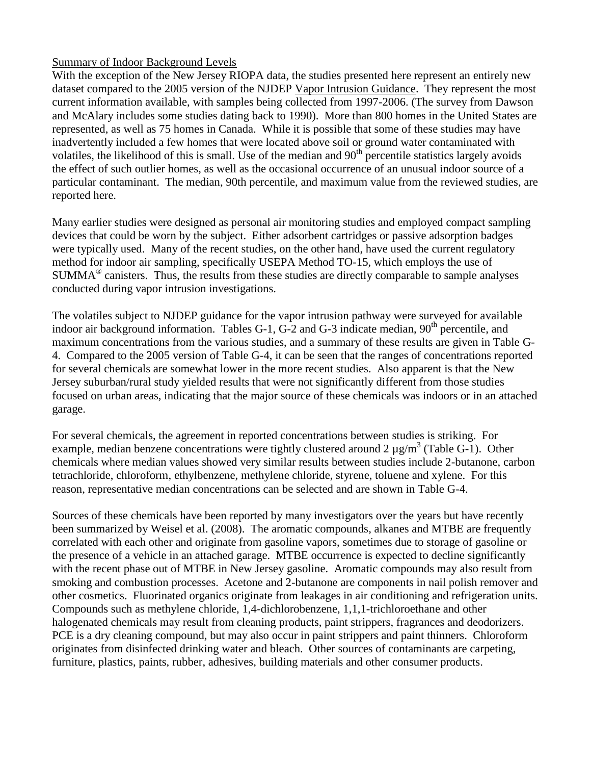Summary of Indoor Background Levels

With the exception of the New Jersey RIOPA data, the studies presented here represent an entirely new dataset compared to the 2005 version of the NJDEP Vapor Intrusion Guidance. They represent the most current information available, with samples being collected from 1997-2006. (The survey from Dawson and McAlary includes some studies dating back to 1990). More than 800 homes in the United States are represented, as well as 75 homes in Canada. While it is possible that some of these studies may have inadvertently included a few homes that were located above soil or ground water contaminated with volatiles, the likelihood of this is small. Use of the median and $90^{th}$ percentile statistics largely avoids the effect of such outlier homes, as well as the occasional occurrence of an unusual indoor source of a particular contaminant. The median, 90th percentile, and maximum value from the reviewed studies, are reported here.

Many earlier studies were designed as personal air monitoring studies and employed compact sampling devices that could be worn by the subject. Either adsorbent cartridges or passive adsorption badges were typically used. Many of the recent studies, on the other hand, have used the current regulatory method for indoor air sampling, specifically USEPA Method TO-15, which employs the use of SUMMA® canisters. Thus, the results from these studies are directly comparable to sample analyses conducted during vapor intrusion investigations.

The volatiles subject to NJDEP guidance for the vapor intrusion pathway were surveyed for available indoor air background information. Tables G-1, G-2 and G-3 indicate median, $90^{th}$ percentile, and maximum concentrations from the various studies, and a summary of these results are given in Table G-4. Compared to the 2005 version of Table G-4, it can be seen that the ranges of concentrations reported for several chemicals are somewhat lower in the more recent studies. Also apparent is that the New Jersey suburban/rural study yielded results that were not significantly different from those studies focused on urban areas, indicating that the major source of these chemicals was indoors or in an attached garage.

For several chemicals, the agreement in reported concentrations between studies is striking. For example, median benzene concentrations were tightly clustered around 2 $\mu g/m^3$ (Table G-1). Other chemicals where median values showed very similar results between studies include 2-butanone, carbon tetrachloride, chloroform, ethylbenzene, methylene chloride, styrene, toluene and xylene. For this reason, representative median concentrations can be selected and are shown in Table G-4.

Sources of these chemicals have been reported by many investigators over the years but have recently been summarized by Weisel et al. (2008). The aromatic compounds, alkanes and MTBE are frequently correlated with each other and originate from gasoline vapors, sometimes due to storage of gasoline or the presence of a vehicle in an attached garage. MTBE occurrence is expected to decline significantly with the recent phase out of MTBE in New Jersey gasoline. Aromatic compounds may also result from smoking and combustion processes. Acetone and 2-butanone are components in nail polish remover and other cosmetics. Fluorinated organics originate from leakages in air conditioning and refrigeration units. Compounds such as methylene chloride, 1,4-dichlorobenzene, 1,1,1-trichloroethane and other halogenated chemicals may result from cleaning products, paint strippers, fragrances and deodorizers. PCE is a dry cleaning compound, but may also occur in paint strippers and paint thinners. Chloroform originates from disinfected drinking water and bleach. Other sources of contaminants are carpeting, furniture, plastics, paints, rubber, adhesives, building materials and other consumer products.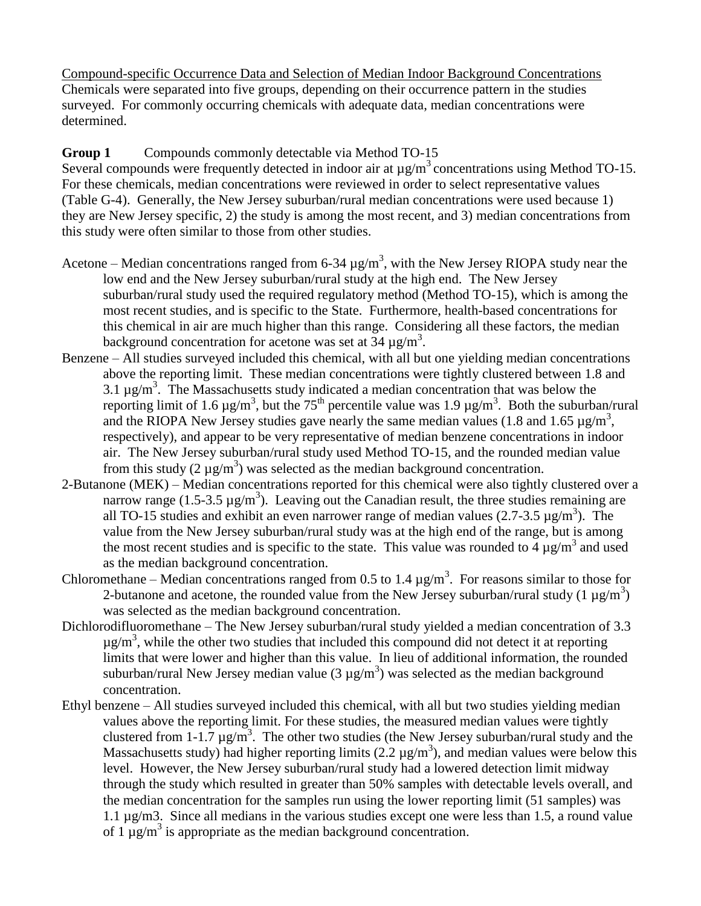Compound-specific Occurrence Data and Selection of Median Indoor Background Concentrations

Chemicals were separated into five groups, depending on their occurrence pattern in the studies surveyed. For commonly occurring chemicals with adequate data, median concentrations were determined.

**Group 1** Compounds commonly detectable via Method TO-15

Several compounds were frequently detected in indoor air at µg/m$^3$ concentrations using Method TO-15. For these chemicals, median concentrations were reviewed in order to select representative values (Table G-4). Generally, the New Jersey suburban/rural median concentrations were used because 1) they are New Jersey specific, 2) the study is among the most recent, and 3) median concentrations from this study were often similar to those from other studies.

Acetone – Median concentrations ranged from 6-34 µg/m$^3$, with the New Jersey RIOPA study near the low end and the New Jersey suburban/rural study at the high end. The New Jersey suburban/rural study used the required regulatory method (Method TO-15), which is among the most recent studies, and is specific to the State. Furthermore, health-based concentrations for this chemical in air are much higher than this range. Considering all these factors, the median background concentration for acetone was set at 34 µg/m$^3$.

Benzene – All studies surveyed included this chemical, with all but one yielding median concentrations above the reporting limit. These median concentrations were tightly clustered between 1.8 and 3.1 µg/m$^3$. The Massachusetts study indicated a median concentration that was below the reporting limit of 1.6 µg/m$^3$, but the 75$^{th}$ percentile value was 1.9 µg/m$^3$. Both the suburban/rural and the RIOPA New Jersey studies gave nearly the same median values (1.8 and 1.65 µg/m$^3$, respectively), and appear to be very representative of median benzene concentrations in indoor air. The New Jersey suburban/rural study used Method TO-15, and the rounded median value from this study (2 µg/m$^3$) was selected as the median background concentration.

2-Butanone (MEK) – Median concentrations reported for this chemical were also tightly clustered over a narrow range (1.5-3.5 µg/m$^3$). Leaving out the Canadian result, the three studies remaining are all TO-15 studies and exhibit an even narrower range of median values (2.7-3.5 µg/m$^3$). The value from the New Jersey suburban/rural study was at the high end of the range, but is among the most recent studies and is specific to the state. This value was rounded to 4 µg/m$^3$ and used as the median background concentration.

Chloromethane – Median concentrations ranged from 0.5 to 1.4 µg/m$^3$. For reasons similar to those for 2-butanone and acetone, the rounded value from the New Jersey suburban/rural study (1 µg/m$^3$) was selected as the median background concentration.

Dichlorodifluoromethane – The New Jersey suburban/rural study yielded a median concentration of 3.3 µg/m$^3$, while the other two studies that included this compound did not detect it at reporting limits that were lower and higher than this value. In lieu of additional information, the rounded suburban/rural New Jersey median value (3 µg/m$^3$) was selected as the median background concentration.

Ethyl benzene – All studies surveyed included this chemical, with all but two studies yielding median values above the reporting limit. For these studies, the measured median values were tightly clustered from 1-1.7 µg/m$^3$. The other two studies (the New Jersey suburban/rural study and the Massachusetts study) had higher reporting limits (2.2 µg/m$^3$), and median values were below this level. However, the New Jersey suburban/rural study had a lowered detection limit midway through the study which resulted in greater than 50% samples with detectable levels overall, and the median concentration for the samples run using the lower reporting limit (51 samples) was 1.1 µg/m3. Since all medians in the various studies except one were less than 1.5, a round value of 1 µg/m$^3$ is appropriate as the median background concentration.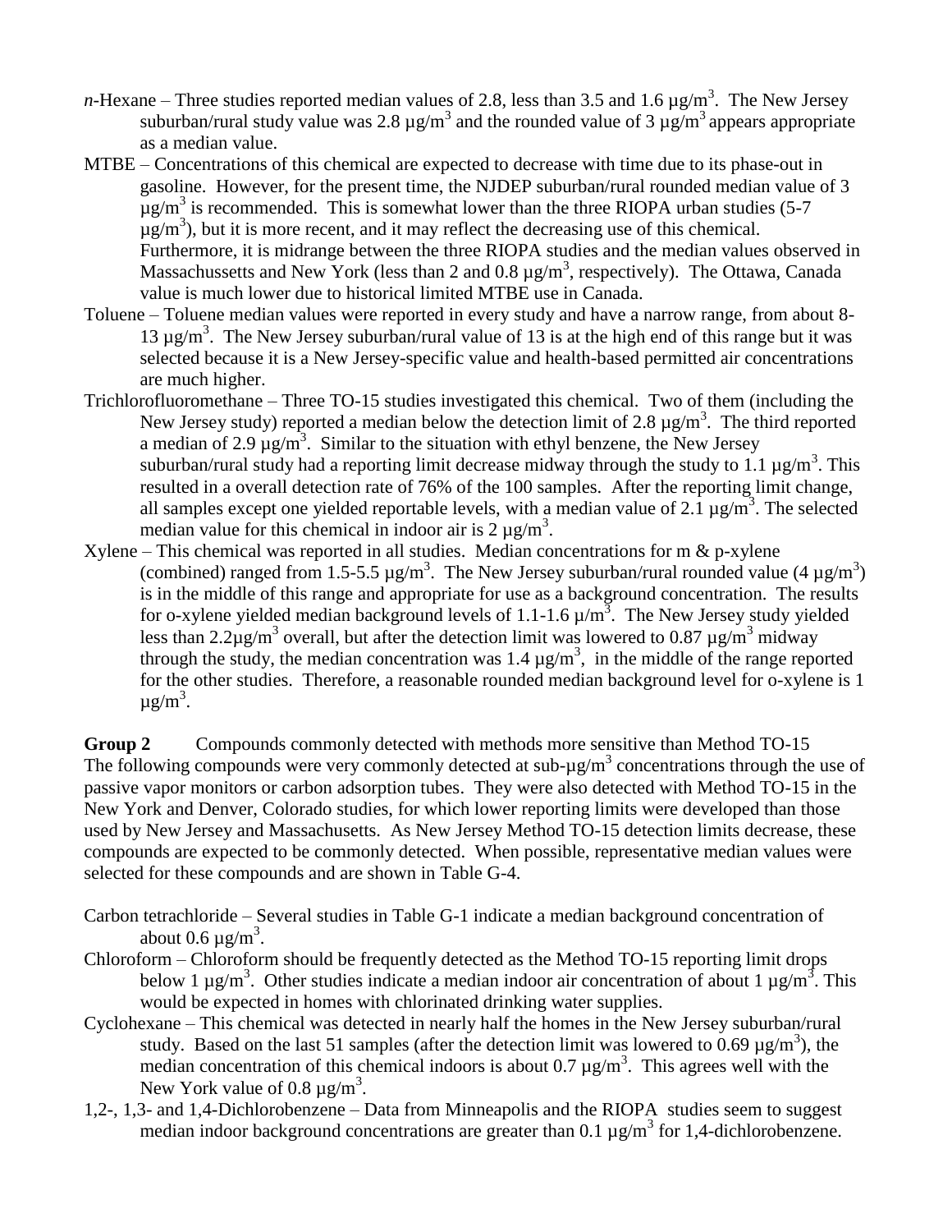*n*-Hexane – Three studies reported median values of 2.8, less than 3.5 and 1.6 µg/m$^3$. The New Jersey suburban/rural study value was 2.8 µg/m$^3$ and the rounded value of 3 µg/m$^3$ appears appropriate as a median value.

MTBE – Concentrations of this chemical are expected to decrease with time due to its phase-out in gasoline. However, for the present time, the NJDEP suburban/rural rounded median value of 3 µg/m$^3$ is recommended. This is somewhat lower than the three RIOPA urban studies (5-7 µg/m$^3$), but it is more recent, and it may reflect the decreasing use of this chemical. Furthermore, it is midrange between the three RIOPA studies and the median values observed in Massachussetts and New York (less than 2 and 0.8 µg/m$^3$, respectively). The Ottawa, Canada value is much lower due to historical limited MTBE use in Canada.

Toluene – Toluene median values were reported in every study and have a narrow range, from about 8-13 µg/m$^3$. The New Jersey suburban/rural value of 13 is at the high end of this range but it was selected because it is a New Jersey-specific value and health-based permitted air concentrations are much higher.

Trichlorofluoromethane – Three TO-15 studies investigated this chemical. Two of them (including the New Jersey study) reported a median below the detection limit of 2.8 µg/m$^3$. The third reported a median of 2.9 µg/m$^3$. Similar to the situation with ethyl benzene, the New Jersey suburban/rural study had a reporting limit decrease midway through the study to 1.1 µg/m$^3$. This resulted in a overall detection rate of 76% of the 100 samples. After the reporting limit change, all samples except one yielded reportable levels, with a median value of 2.1 µg/m$^3$. The selected median value for this chemical in indoor air is 2 µg/m$^3$.

Xylene – This chemical was reported in all studies. Median concentrations for m & p-xylene (combined) ranged from 1.5-5.5 µg/m$^3$. The New Jersey suburban/rural rounded value (4 µg/m$^3$) is in the middle of this range and appropriate for use as a background concentration. The results for o-xylene yielded median background levels of 1.1-1.6 µ/m$^3$. The New Jersey study yielded less than 2.2µg/m$^3$ overall, but after the detection limit was lowered to 0.87 µg/m$^3$ midway through the study, the median concentration was 1.4 µg/m$^3$, in the middle of the range reported for the other studies. Therefore, a reasonable rounded median background level for o-xylene is 1 µg/m$^3$.

**Group 2** Compounds commonly detected with methods more sensitive than Method TO-15

The following compounds were very commonly detected at sub-µg/m$^3$ concentrations through the use of passive vapor monitors or carbon adsorption tubes. They were also detected with Method TO-15 in the New York and Denver, Colorado studies, for which lower reporting limits were developed than those used by New Jersey and Massachusetts. As New Jersey Method TO-15 detection limits decrease, these compounds are expected to be commonly detected. When possible, representative median values were selected for these compounds and are shown in Table G-4.

Carbon tetrachloride – Several studies in Table G-1 indicate a median background concentration of about 0.6 µg/m$^3$.

Chloroform – Chloroform should be frequently detected as the Method TO-15 reporting limit drops below 1 µg/m$^3$. Other studies indicate a median indoor air concentration of about 1 µg/m$^3$. This would be expected in homes with chlorinated drinking water supplies.

Cyclohexane – This chemical was detected in nearly half the homes in the New Jersey suburban/rural study. Based on the last 51 samples (after the detection limit was lowered to 0.69 µg/m$^3$), the median concentration of this chemical indoors is about 0.7 µg/m$^3$. This agrees well with the New York value of 0.8 µg/m$^3$.

1,2-, 1,3- and 1,4-Dichlorobenzene – Data from Minneapolis and the RIOPA studies seem to suggest median indoor background concentrations are greater than 0.1 µg/m$^3$ for 1,4-dichlorobenzene.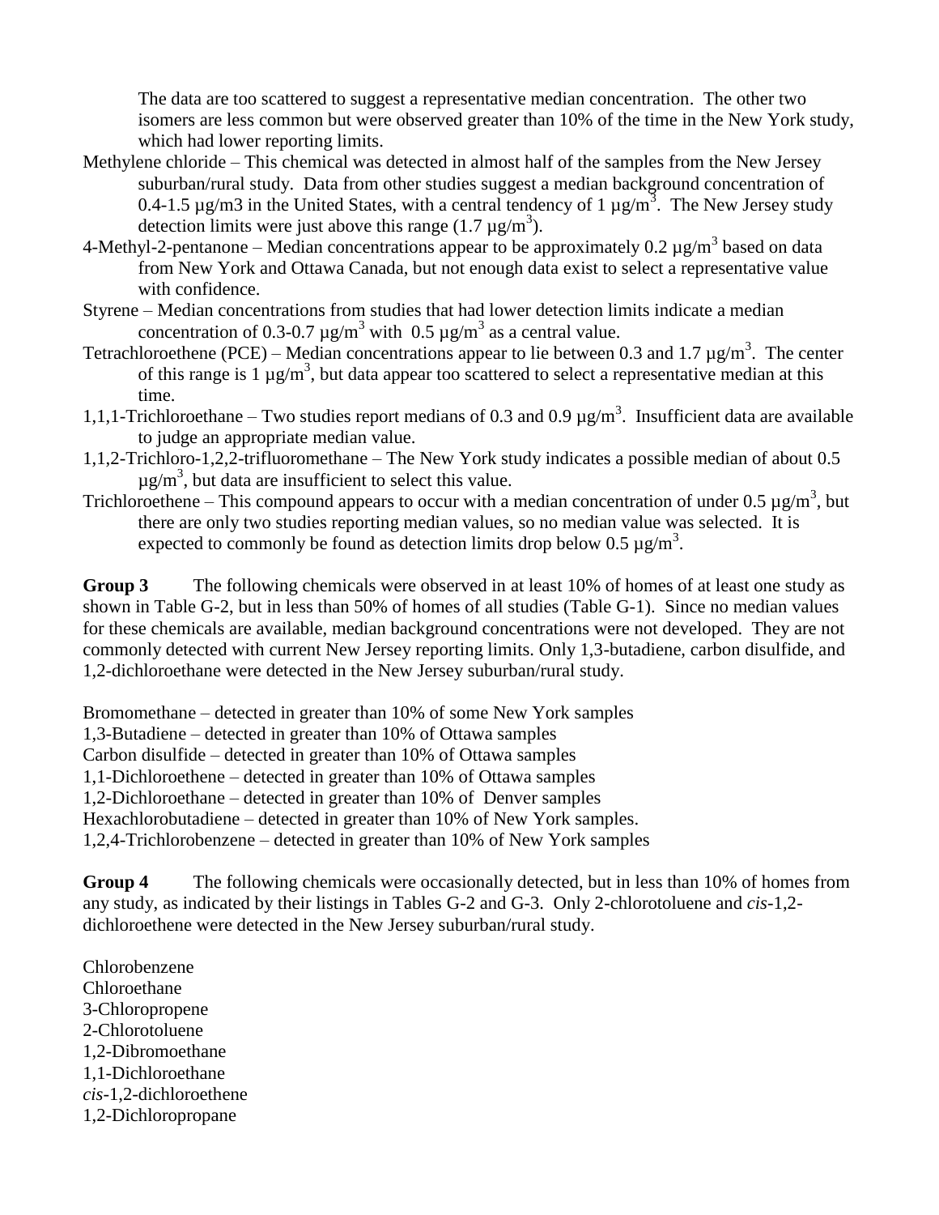The data are too scattered to suggest a representative median concentration. The other two isomers are less common but were observed greater than 10% of the time in the New York study, which had lower reporting limits.

Methylene chloride – This chemical was detected in almost half of the samples from the New Jersey suburban/rural study. Data from other studies suggest a median background concentration of 0.4-1.5 µg/m3 in the United States, with a central tendency of 1 µg/m$^3$. The New Jersey study detection limits were just above this range (1.7 µg/m$^3$).

4-Methyl-2-pentanone – Median concentrations appear to be approximately 0.2 µg/m$^3$ based on data from New York and Ottawa Canada, but not enough data exist to select a representative value with confidence.

Styrene – Median concentrations from studies that had lower detection limits indicate a median concentration of 0.3-0.7 µg/m$^3$ with 0.5 µg/m$^3$ as a central value.

Tetrachloroethene (PCE) – Median concentrations appear to lie between 0.3 and 1.7 µg/m$^3$. The center of this range is 1 µg/m$^3$, but data appear too scattered to select a representative median at this time.

1,1,1-Trichloroethane – Two studies report medians of 0.3 and 0.9 µg/m$^3$. Insufficient data are available to judge an appropriate median value.

1,1,2-Trichloro-1,2,2-trifluoromethane – The New York study indicates a possible median of about 0.5 µg/m$^3$, but data are insufficient to select this value.

Trichloroethene – This compound appears to occur with a median concentration of under 0.5 µg/m$^3$, but there are only two studies reporting median values, so no median value was selected. It is expected to commonly be found as detection limits drop below 0.5 µg/m$^3$.

**Group 3** The following chemicals were observed in at least 10% of homes of at least one study as shown in Table G-2, but in less than 50% of homes of all studies (Table G-1). Since no median values for these chemicals are available, median background concentrations were not developed. They are not commonly detected with current New Jersey reporting limits. Only 1,3-butadiene, carbon disulfide, and 1,2-dichloroethane were detected in the New Jersey suburban/rural study.

Bromomethane – detected in greater than 10% of some New York samples
1,3-Butadiene – detected in greater than 10% of Ottawa samples
Carbon disulfide – detected in greater than 10% of Ottawa samples
1,1-Dichloroethene – detected in greater than 10% of Ottawa samples
1,2-Dichloroethane – detected in greater than 10% of Denver samples
Hexachlorobutadiene – detected in greater than 10% of New York samples.
1,2,4-Trichlorobenzene – detected in greater than 10% of New York samples

**Group 4** The following chemicals were occasionally detected, but in less than 10% of homes from any study, as indicated by their listings in Tables G-2 and G-3. Only 2-chlorotoluene and *cis*-1,2-dichloroethene were detected in the New Jersey suburban/rural study.

Chlorobenzene
Chloroethane
3-Chloropropene
2-Chlorotoluene
1,2-Dibromoethane
1,1-Dichloroethane
*cis*-1,2-dichloroethene
1,2-Dichloropropane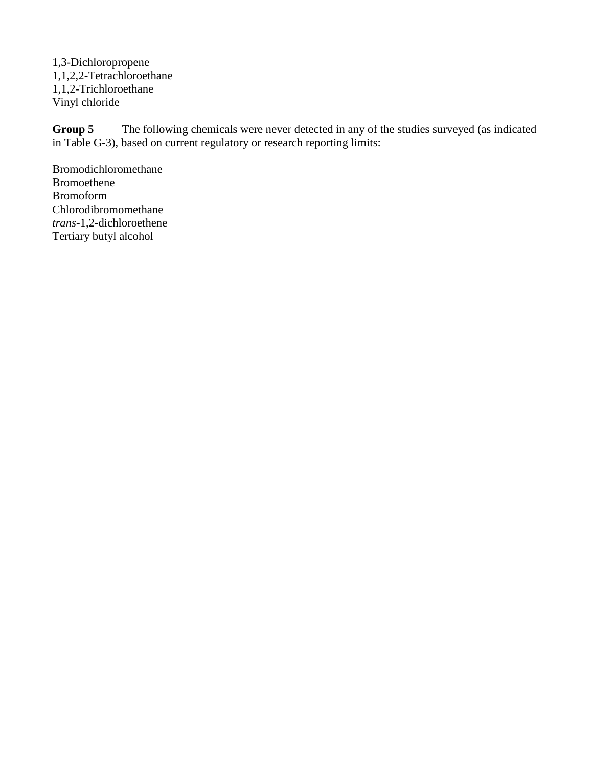1,3-Dichloropropene
1,1,2,2-Tetrachloroethane
1,1,2-Trichloroethane
Vinyl chloride

**Group 5** The following chemicals were never detected in any of the studies surveyed (as indicated in Table G-3), based on current regulatory or research reporting limits:

Bromodichloromethane
Bromoethene
Bromoform
Chlorodibromomethane
*trans*-1,2-dichloroethene
Tertiary butyl alcohol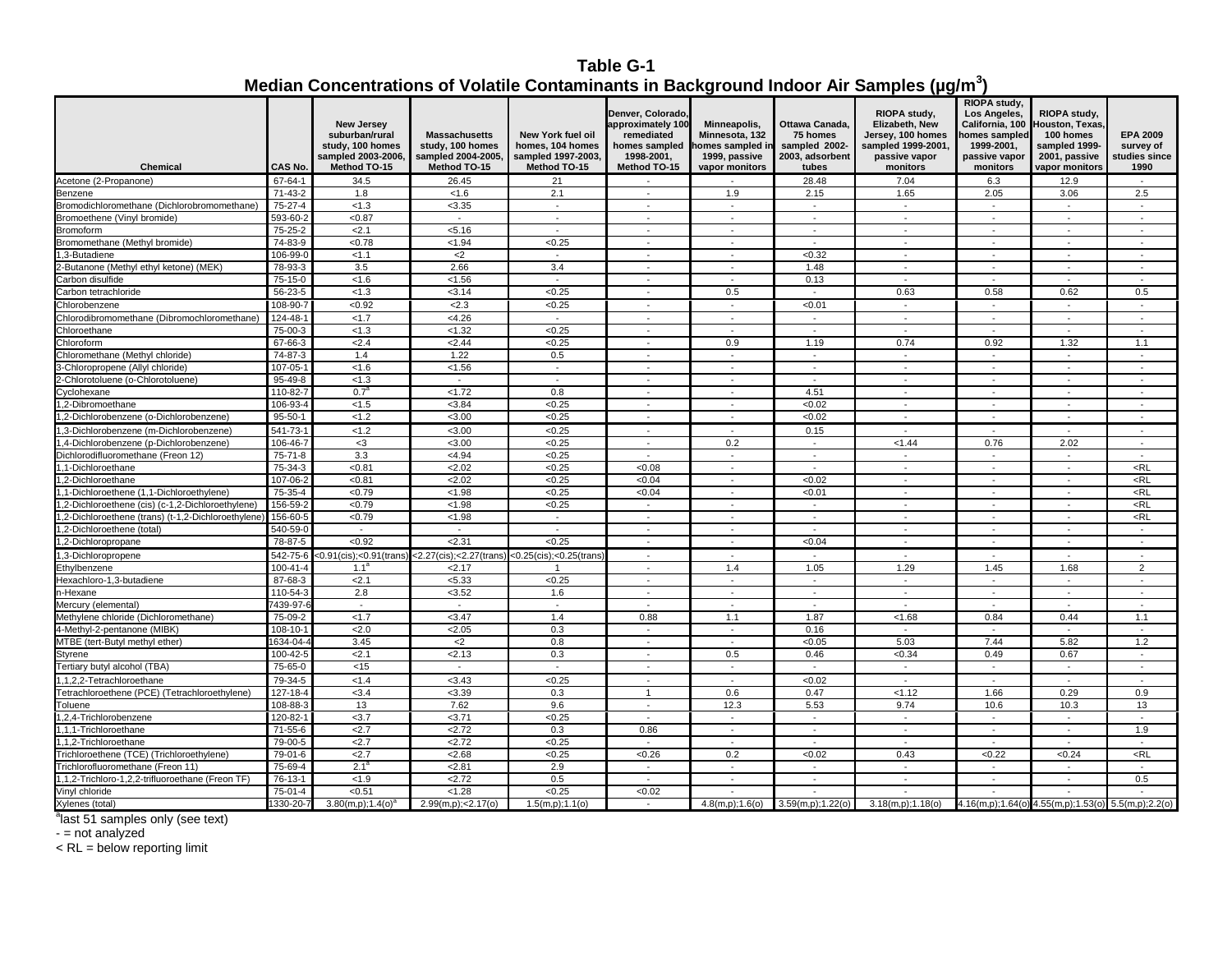# Table G-1

## Median Concentrations of Volatile Contaminants in Background Indoor Air Samples (µg/m$^3$)

| Chemical | CAS No. | New Jersey suburban/rural study, 100 homes sampled 2003-2006, Method TO-15 | Massachusetts study, 100 homes sampled 2004-2005, Method TO-15 | New York fuel oil homes, 104 homes sampled 1997-2003, Method TO-15 | Denver, Colorado, approximately 100 remediated homes sampled 1998-2001, Method TO-15 | Minneapolis, Minnesota, 132 homes sampled in 1999, passive vapor monitors | Ottawa Canada, 75 homes sampled 2002-2003, adsorbent tubes | RIOPA study, Elizabeth, New Jersey, 100 homes sampled 1999-2001, passive vapor monitors | RIOPA study, Los Angeles, California, 100 homes sampled 1999-2001, passive vapor monitors | RIOPA study, Houston, Texas, 100 homes sampled 1999-2001, passive vapor monitors | EPA 2009 survey of studies since 1990 |
|---|---|---|---|---|---|---|---|---|---|---|---|
| Acetone (2-Propanone) | 67-64-1 | 34.5 | 26.45 | 21 | - | - | 28.48 | 7.04 | 6.3 | 12.9 | - |
| Benzene | 71-43-2 | 1.8 | <1.6 | 2.1 | - | 1.9 | 2.15 | 1.65 | 2.05 | 3.06 | 2.5 |
| Bromodichloromethane (Dichlorobromomethane) | 75-27-4 | <1.3 | <3.35 | - | - | - | - | - | - | - | - |
| Bromoethene (Vinyl bromide) | 593-60-2 | <0.87 | - | - | - | - | - | - | - | - | - |
| Bromoform | 75-25-2 | <2.1 | <5.16 | - | - | - | - | - | - | - | - |
| Bromomethane (Methyl bromide) | 74-83-9 | <0.78 | <1.94 | <0.25 | - | - | - | - | - | - | - |
| 1,3-Butadiene | 106-99-0 | <1.1 | <2 | - | - | - | <0.32 | - | - | - | - |
| 2-Butanone (Methyl ethyl ketone) (MEK) | 78-93-3 | 3.5 | 2.66 | 3.4 | - | - | 1.48 | - | - | - | - |
| Carbon disulfide | 75-15-0 | <1.6 | <1.56 | - | - | - | 0.13 | - | - | - | - |
| Carbon tetrachloride | 56-23-5 | <1.3 | <3.14 | <0.25 | - | 0.5 | - | 0.63 | 0.58 | 0.62 | 0.5 |
| Chlorobenzene | 108-90-7 | <0.92 | <2.3 | <0.25 | - | - | <0.01 | - | - | - | - |
| Chlorodibromomethane (Dibromochloromethane) | 124-48-1 | <1.7 | <4.26 | - | - | - | - | - | - | - | - |
| Chloroethane | 75-00-3 | <1.3 | <1.32 | <0.25 | - | - | - | - | - | - | - |
| Chloroform | 67-66-3 | <2.4 | <2.44 | <0.25 | - | 0.9 | 1.19 | 0.74 | 0.92 | 1.32 | 1.1 |
| Chloromethane (Methyl chloride) | 74-87-3 | 1.4 | 1.22 | 0.5 | - | - | - | - | - | - | - |
| 3-Chloropropene (Allyl chloride) | 107-05-1 | <1.6 | <1.56 | - | - | - | - | - | - | - | - |
| 2-Chlorotoluene (o-Chlorotoluene) | 95-49-8 | <1.3 | - | - | - | - | - | - | - | - | - |
| Cyclohexane | 110-82-7 | 0.7[a] | <1.72 | 0.8 | - | - | 4.51 | - | - | - | - |
| 1,2-Dibromoethane | 106-93-4 | <1.5 | <3.84 | <0.25 | - | - | <0.02 | - | - | - | - |
| 1,2-Dichlorobenzene (o-Dichlorobenzene) | 95-50-1 | <1.2 | <3.00 | <0.25 | - | - | <0.02 | - | - | - | - |
| 1,3-Dichlorobenzene (m-Dichlorobenzene) | 541-73-1 | <1.2 | <3.00 | <0.25 | - | - | 0.15 | - | - | - | - |
| 1,4-Dichlorobenzene (p-Dichlorobenzene) | 106-46-7 | <3 | <3.00 | <0.25 | - | 0.2 | - | <1.44 | 0.76 | 2.02 | - |
| Dichlorodifluoromethane (Freon 12) | 75-71-8 | 3.3 | <4.94 | <0.25 | - | - | - | - | - | - | - |
| 1,1-Dichloroethane | 75-34-3 | <0.81 | <2.02 | <0.25 | <0.08 | - | - | - | - | - | <RL |
| 1,2-Dichloroethane | 107-06-2 | <0.81 | <2.02 | <0.25 | <0.04 | - | <0.02 | - | - | - | <RL |
| 1,1-Dichloroethene (1,1-Dichloroethylene) | 75-35-4 | <0.79 | <1.98 | <0.25 | <0.04 | - | <0.01 | - | - | - | <RL |
| 1,2-Dichloroethene (cis) (c-1,2-Dichloroethylene) | 156-59-2 | <0.79 | <1.98 | <0.25 | - | - | - | - | - | - | <RL |
| 1,2-Dichloroethene (trans) (t-1,2-Dichloroethylene) | 156-60-5 | <0.79 | <1.98 | - | - | - | - | - | - | - | <RL |
| 1,2-Dichloroethene (total) | 540-59-0 | - | - | - | - | - | - | - | - | - | - |
| 1,2-Dichloropropane | 78-87-5 | <0.92 | <2.31 | <0.25 | - | - | <0.04 | - | - | - | - |
| 1,3-Dichloropropene | 542-75-6 | <0.91(cis);<0.91(trans) | <2.27(cis);<2.27(trans) | <0.25(cis);<0.25(trans) | - | - | - | - | - | - | - |
| Ethylbenzene | 100-41-4 | 1.1[a] | <2.17 | 1 | - | 1.4 | 1.05 | 1.29 | 1.45 | 1.68 | 2 |
| Hexachloro-1,3-butadiene | 87-68-3 | <2.1 | <5.33 | <0.25 | - | - | - | - | - | - | - |
| n-Hexane | 110-54-3 | 2.8 | <3.52 | 1.6 | - | - | - | - | - | - | - |
| Mercury (elemental) | 7439-97-6 | - | - | - | - | - | - | - | - | - | - |
| Methylene chloride (Dichloromethane) | 75-09-2 | <1.7 | <3.47 | 1.4 | 0.88 | 1.1 | 1.87 | <1.68 | 0.84 | 0.44 | 1.1 |
| 4-Methyl-2-pentanone (MIBK) | 108-10-1 | <2.0 | <2.05 | 0.3 | - | - | 0.16 | - | - | - | - |
| MTBE (tert-Butyl methyl ether) | 1634-04-4 | 3.45 | <2 | 0.8 | - | - | <0.05 | 5.03 | 7.44 | 5.82 | 1.2 |
| Styrene | 100-42-5 | <2.1 | <2.13 | 0.3 | - | 0.5 | 0.46 | <0.34 | 0.49 | 0.67 | - |
| Tertiary butyl alcohol (TBA) | 75-65-0 | <15 | - | - | - | - | - | - | - | - | - |
| 1,1,2,2-Tetrachloroethane | 79-34-5 | <1.4 | <3.43 | <0.25 | - | - | <0.02 | - | - | - | - |
| Tetrachloroethene (PCE) (Tetrachloroethylene) | 127-18-4 | <3.4 | <3.39 | 0.3 | 1 | 0.6 | 0.47 | <1.12 | 1.66 | 0.29 | 0.9 |
| Toluene | 108-88-3 | 13 | 7.62 | 9.6 | - | 12.3 | 5.53 | 9.74 | 10.6 | 10.3 | 13 |
| 1,2,4-Trichlorobenzene | 120-82-1 | <3.7 | <3.71 | <0.25 | - | - | - | - | - | - | - |
| 1,1,1-Trichloroethane | 71-55-6 | <2.7 | <2.72 | 0.3 | 0.86 | - | - | - | - | - | 1.9 |
| 1,1,2-Trichloroethane | 79-00-5 | <2.7 | <2.72 | <0.25 | - | - | - | - | - | - | - |
| Trichloroethene (TCE) (Trichloroethylene) | 79-01-6 | <2.7 | <2.68 | <0.25 | <0.26 | 0.2 | <0.02 | 0.43 | <0.22 | <0.24 | <RL |
| Trichlorofluoromethane (Freon 11) | 75-69-4 | 2.1[a] | <2.81 | 2.9 | - | - | - | - | - | - | - |
| 1,1,2-Trichloro-1,2,2-trifluoroethane (Freon TF) | 76-13-1 | <1.9 | <2.72 | 0.5 | - | - | - | - | - | - | 0.5 |
| Vinyl chloride | 75-01-4 | <0.51 | <1.28 | <0.25 | <0.02 | - | - | - | - | - | - |
| Xylenes (total) | 1330-20-7 | 3.80(m,p);1.4(o)[a] | 2.99(m,p);<2.17(o) | 1.5(m,p);1.1(o) | - | 4.8(m,p);1.6(o) | 3.59(m,p);1.22(o) | 3.18(m,p);1.18(o) | 4.16(m,p);1.64(o) | 4.55(m,p);1.53(o) | 5.5(m,p);2.2(o) |

[a]last 51 samples only (see text)

- = not analyzed

< RL = below reporting limit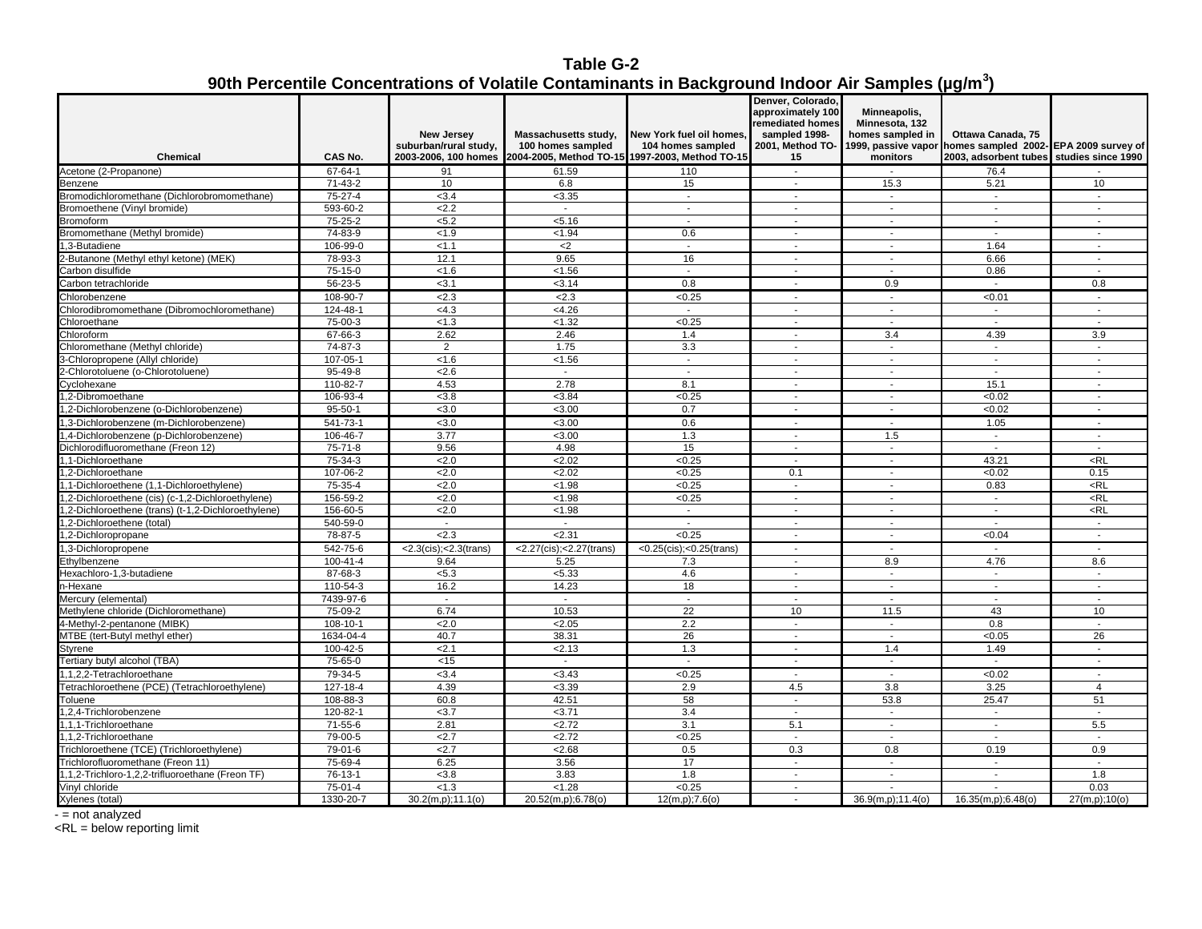# Table G-2

## 90th Percentile Concentrations of Volatile Contaminants in Background Indoor Air Samples (µg/m$^3$)

| Chemical | CAS No. | New Jersey suburban/rural study, 2003-2006, 100 homes | Massachusetts study, 100 homes sampled 2004-2005, Method TO-15 | New York fuel oil homes, 104 homes sampled 1997-2003, Method TO-15 | Denver, Colorado, approximately 100 remediated homes sampled 1998-2001, Method TO-15 | Minneapolis, Minnesota, 132 homes sampled in 1999, passive vapor monitors | Ottawa Canada, 75 homes sampled 2002-2003, adsorbent tubes | EPA 2009 survey of studies since 1990 |
|---|---|---|---|---|---|---|---|---|
| Acetone (2-Propanone) | 67-64-1 | 91 | 61.59 | 110 | - | - | 76.4 | - |
| Benzene | 71-43-2 | 10 | 6.8 | 15 | - | 15.3 | 5.21 | 10 |
| Bromodichloromethane (Dichlorobromomethane) | 75-27-4 | <3.4 | <3.35 | - | - | - | - | - |
| Bromoethene (Vinyl bromide) | 593-60-2 | <2.2 | - | - | - | - | - | - |
| Bromoform | 75-25-2 | <5.2 | <5.16 | - | - | - | - | - |
| Bromomethane (Methyl bromide) | 74-83-9 | <1.9 | <1.94 | 0.6 | - | - | - | - |
| 1,3-Butadiene | 106-99-0 | <1.1 | <2 | - | - | - | 1.64 | - |
| 2-Butanone (Methyl ethyl ketone) (MEK) | 78-93-3 | 12.1 | 9.65 | 16 | - | - | 6.66 | - |
| Carbon disulfide | 75-15-0 | <1.6 | <1.56 | - | - | - | 0.86 | - |
| Carbon tetrachloride | 56-23-5 | <3.1 | <3.14 | 0.8 | - | 0.9 | - | 0.8 |
| Chlorobenzene | 108-90-7 | <2.3 | <2.3 | <0.25 | - | - | <0.01 | - |
| Chlorodibromomethane (Dibromochloromethane) | 124-48-1 | <4.3 | <4.26 | - | - | - | - | - |
| Chloroethane | 75-00-3 | <1.3 | <1.32 | <0.25 | - | - | - | - |
| Chloroform | 67-66-3 | 2.62 | 2.46 | 1.4 | - | 3.4 | 4.39 | 3.9 |
| Chloromethane (Methyl chloride) | 74-87-3 | 2 | 1.75 | 3.3 | - | - | - | - |
| 3-Chloropropene (Allyl chloride) | 107-05-1 | <1.6 | <1.56 | - | - | - | - | - |
| 2-Chlorotoluene (o-Chlorotoluene) | 95-49-8 | <2.6 | - | - | - | - | - | - |
| Cyclohexane | 110-82-7 | 4.53 | 2.78 | 8.1 | - | - | 15.1 | - |
| 1,2-Dibromoethane | 106-93-4 | <3.8 | <3.84 | <0.25 | - | - | <0.02 | - |
| 1,2-Dichlorobenzene (o-Dichlorobenzene) | 95-50-1 | <3.0 | <3.00 | 0.7 | - | - | <0.02 | - |
| 1,3-Dichlorobenzene (m-Dichlorobenzene) | 541-73-1 | <3.0 | <3.00 | 0.6 | - | - | 1.05 | - |
| 1,4-Dichlorobenzene (p-Dichlorobenzene) | 106-46-7 | 3.77 | <3.00 | 1.3 | - | 1.5 | - | - |
| Dichlorodifluoromethane (Freon 12) | 75-71-8 | 9.56 | 4.98 | 15 | - | - | - | - |
| 1,1-Dichloroethane | 75-34-3 | <2.0 | <2.02 | <0.25 | - | - | 43.21 | <RL |
| 1,2-Dichloroethane | 107-06-2 | <2.0 | <2.02 | <0.25 | 0.1 | - | <0.02 | 0.15 |
| 1,1-Dichloroethene (1,1-Dichloroethylene) | 75-35-4 | <2.0 | <1.98 | <0.25 | - | - | 0.83 | <RL |
| 1,2-Dichloroethene (cis) (c-1,2-Dichloroethylene) | 156-59-2 | <2.0 | <1.98 | <0.25 | - | - | - | <RL |
| 1,2-Dichloroethene (trans) (t-1,2-Dichloroethylene) | 156-60-5 | <2.0 | <1.98 | - | - | - | - | <RL |
| 1,2-Dichloroethene (total) | 540-59-0 | - | - | - | - | - | - | - |
| 1,2-Dichloropropane | 78-87-5 | <2.3 | <2.31 | <0.25 | - | - | <0.04 | - |
| 1,3-Dichloropropene | 542-75-6 | <2.3(cis);<2.3(trans) | <2.27(cis);<2.27(trans) | <0.25(cis);<0.25(trans) | - | - | - | - |
| Ethylbenzene | 100-41-4 | 9.64 | 5.25 | 7.3 | - | 8.9 | 4.76 | 8.6 |
| Hexachloro-1,3-butadiene | 87-68-3 | <5.3 | <5.33 | 4.6 | - | - | - | - |
| n-Hexane | 110-54-3 | 16.2 | 14.23 | 18 | - | - | - | - |
| Mercury (elemental) | 7439-97-6 | - | - | - | - | - | - | - |
| Methylene chloride (Dichloromethane) | 75-09-2 | 6.74 | 10.53 | 22 | 10 | 11.5 | 43 | 10 |
| 4-Methyl-2-pentanone (MIBK) | 108-10-1 | <2.0 | <2.05 | 2.2 | - | - | 0.8 | - |
| MTBE (tert-Butyl methyl ether) | 1634-04-4 | 40.7 | 38.31 | 26 | - | - | <0.05 | 26 |
| Styrene | 100-42-5 | <2.1 | <2.13 | 1.3 | - | 1.4 | 1.49 | - |
| Tertiary butyl alcohol (TBA) | 75-65-0 | <15 | - | - | - | - | - | - |
| 1,1,2,2-Tetrachloroethane | 79-34-5 | <3.4 | <3.43 | <0.25 | - | - | <0.02 | - |
| Tetrachloroethene (PCE) (Tetrachloroethylene) | 127-18-4 | 4.39 | <3.39 | 2.9 | 4.5 | 3.8 | 3.25 | 4 |
| Toluene | 108-88-3 | 60.8 | 42.51 | 58 | - | 53.8 | 25.47 | 51 |
| 1,2,4-Trichlorobenzene | 120-82-1 | <3.7 | <3.71 | 3.4 | - | - | - | - |
| 1,1,1-Trichloroethane | 71-55-6 | 2.81 | <2.72 | 3.1 | 5.1 | - | - | 5.5 |
| 1,1,2-Trichloroethane | 79-00-5 | <2.7 | <2.72 | <0.25 | - | - | - | - |
| Trichloroethene (TCE) (Trichloroethylene) | 79-01-6 | <2.7 | <2.68 | 0.5 | 0.3 | 0.8 | 0.19 | 0.9 |
| Trichlorofluoromethane (Freon 11) | 75-69-4 | 6.25 | 3.56 | 17 | - | - | - | - |
| 1,1,2-Trichloro-1,2,2-trifluoroethane (Freon TF) | 76-13-1 | <3.8 | 3.83 | 1.8 | - | - | - | 1.8 |
| Vinyl chloride | 75-01-4 | <1.3 | <1.28 | <0.25 | - | - | - | 0.03 |
| Xylenes (total) | 1330-20-7 | 30.2(m,p);11.1(o) | 20.52(m,p);6.78(o) | 12(m,p);7.6(o) | - | 36.9(m,p);11.4(o) | 16.35(m,p);6.48(o) | 27(m,p);10(o) |

- = not analyzed

<RL = below reporting limit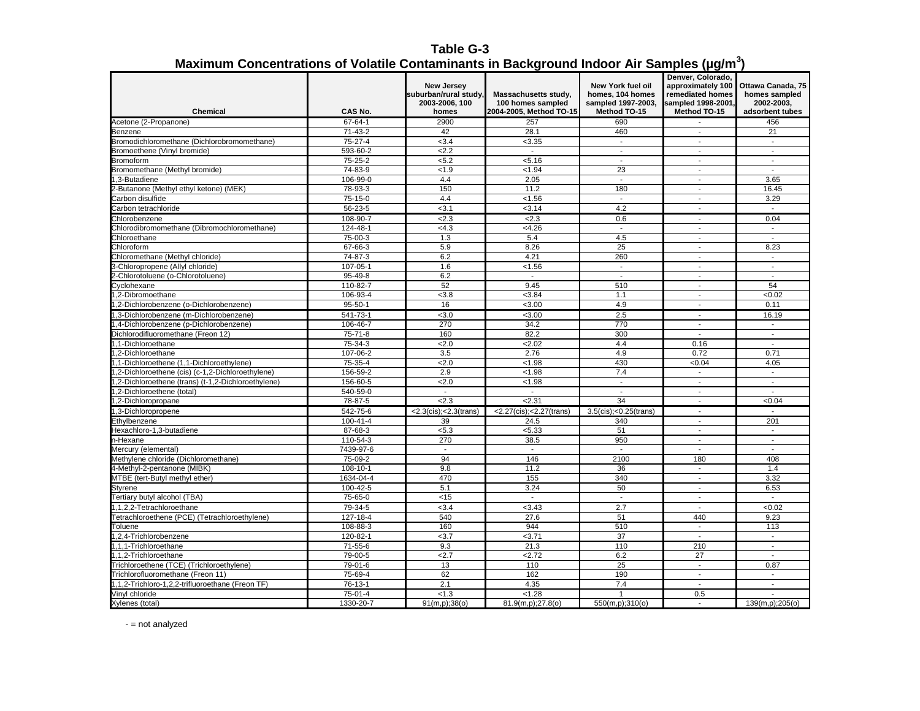# Table G-3

## Maximum Concentrations of Volatile Contaminants in Background Indoor Air Samples (µg/m$^3$)

| Chemical | CAS No. | New Jersey suburban/rural study, 2003-2006, 100 homes | Massachusetts study, 100 homes sampled 2004-2005, Method TO-15 | New York fuel oil homes, 104 homes sampled 1997-2003, Method TO-15 | Denver, Colorado, approximately 100 remediated homes sampled 1998-2001, Method TO-15 | Ottawa Canada, 75 homes sampled 2002-2003, adsorbent tubes |
|---|---|---|---|---|---|---|
| Acetone (2-Propanone) | 67-64-1 | 2900 | 257 | 690 | - | 456 |
| Benzene | 71-43-2 | 42 | 28.1 | 460 | - | 21 |
| Bromodichloromethane (Dichlorobromomethane) | 75-27-4 | <3.4 | <3.35 | - | - | - |
| Bromoethene (Vinyl bromide) | 593-60-2 | <2.2 | - | - | - | - |
| Bromoform | 75-25-2 | <5.2 | <5.16 | - | - | - |
| Bromomethane (Methyl bromide) | 74-83-9 | <1.9 | <1.94 | 23 | - | - |
| 1,3-Butadiene | 106-99-0 | 4.4 | 2.05 | - | - | 3.65 |
| 2-Butanone (Methyl ethyl ketone) (MEK) | 78-93-3 | 150 | 11.2 | 180 | - | 16.45 |
| Carbon disulfide | 75-15-0 | 4.4 | <1.56 | - | - | 3.29 |
| Carbon tetrachloride | 56-23-5 | <3.1 | <3.14 | 4.2 | - | - |
| Chlorobenzene | 108-90-7 | <2.3 | <2.3 | 0.6 | - | 0.04 |
| Chlorodibromomethane (Dibromochloromethane) | 124-48-1 | <4.3 | <4.26 | - | - | - |
| Chloroethane | 75-00-3 | 1.3 | 5.4 | 4.5 | - | - |
| Chloroform | 67-66-3 | 5.9 | 8.26 | 25 | - | 8.23 |
| Chloromethane (Methyl chloride) | 74-87-3 | 6.2 | 4.21 | 260 | - | - |
| 3-Chloropropene (Allyl chloride) | 107-05-1 | 1.6 | <1.56 | - | - | - |
| 2-Chlorotoluene (o-Chlorotoluene) | 95-49-8 | 6.2 | - | - | - | - |
| Cyclohexane | 110-82-7 | 52 | 9.45 | 510 | - | 54 |
| 1,2-Dibromoethane | 106-93-4 | <3.8 | <3.84 | 1.1 | - | <0.02 |
| 1,2-Dichlorobenzene (o-Dichlorobenzene) | 95-50-1 | 16 | <3.00 | 4.9 | - | 0.11 |
| 1,3-Dichlorobenzene (m-Dichlorobenzene) | 541-73-1 | <3.0 | <3.00 | 2.5 | - | 16.19 |
| 1,4-Dichlorobenzene (p-Dichlorobenzene) | 106-46-7 | 270 | 34.2 | 770 | - | - |
| Dichlorodifluoromethane (Freon 12) | 75-71-8 | 160 | 82.2 | 300 | - | - |
| 1,1-Dichloroethane | 75-34-3 | <2.0 | <2.02 | 4.4 | 0.16 | - |
| 1,2-Dichloroethane | 107-06-2 | 3.5 | 2.76 | 4.9 | 0.72 | 0.71 |
| 1,1-Dichloroethene (1,1-Dichloroethylene) | 75-35-4 | <2.0 | <1.98 | 430 | <0.04 | 4.05 |
| 1,2-Dichloroethene (cis) (c-1,2-Dichloroethylene) | 156-59-2 | 2.9 | <1.98 | 7.4 | - | - |
| 1,2-Dichloroethene (trans) (t-1,2-Dichloroethylene) | 156-60-5 | <2.0 | <1.98 | - | - | - |
| 1,2-Dichloroethene (total) | 540-59-0 | - | - | - | - | - |
| 1,2-Dichloropropane | 78-87-5 | <2.3 | <2.31 | 34 | - | <0.04 |
| 1,3-Dichloropropene | 542-75-6 | <2.3(cis);<2.3(trans) | <2.27(cis);<2.27(trans) | 3.5(cis);<0.25(trans) | - | - |
| Ethylbenzene | 100-41-4 | 39 | 24.5 | 340 | - | 201 |
| Hexachloro-1,3-butadiene | 87-68-3 | <5.3 | <5.33 | 51 | - | - |
| n-Hexane | 110-54-3 | 270 | 38.5 | 950 | - | - |
| Mercury (elemental) | 7439-97-6 | - | - | - | - | - |
| Methylene chloride (Dichloromethane) | 75-09-2 | 94 | 146 | 2100 | 180 | 408 |
| 4-Methyl-2-pentanone (MIBK) | 108-10-1 | 9.8 | 11.2 | 36 | - | 1.4 |
| MTBE (tert-Butyl methyl ether) | 1634-04-4 | 470 | 155 | 340 | - | 3.32 |
| Styrene | 100-42-5 | 5.1 | 3.24 | 50 | - | 6.53 |
| Tertiary butyl alcohol (TBA) | 75-65-0 | <15 | - | - | - | - |
| 1,1,2,2-Tetrachloroethane | 79-34-5 | <3.4 | <3.43 | 2.7 | - | <0.02 |
| Tetrachloroethene (PCE) (Tetrachloroethylene) | 127-18-4 | 540 | 27.6 | 51 | 440 | 9.23 |
| Toluene | 108-88-3 | 160 | 944 | 510 | - | 113 |
| 1,2,4-Trichlorobenzene | 120-82-1 | <3.7 | <3.71 | 37 | - | - |
| 1,1,1-Trichloroethane | 71-55-6 | 9.3 | 21.3 | 110 | 210 | - |
| 1,1,2-Trichloroethane | 79-00-5 | <2.7 | <2.72 | 6.2 | 27 | - |
| Trichloroethene (TCE) (Trichloroethylene) | 79-01-6 | 13 | 110 | 25 | - | 0.87 |
| Trichlorofluoromethane (Freon 11) | 75-69-4 | 62 | 162 | 190 | - | - |
| 1,1,2-Trichloro-1,2,2-trifluoroethane (Freon TF) | 76-13-1 | 2.1 | 4.35 | 7.4 | - | - |
| Vinyl chloride | 75-01-4 | <1.3 | <1.28 | 1 | 0.5 | - |
| Xylenes (total) | 1330-20-7 | 91(m,p);38(o) | 81.9(m,p);27.8(o) | 550(m,p);310(o) | - | 139(m,p);205(o) |

- = not analyzed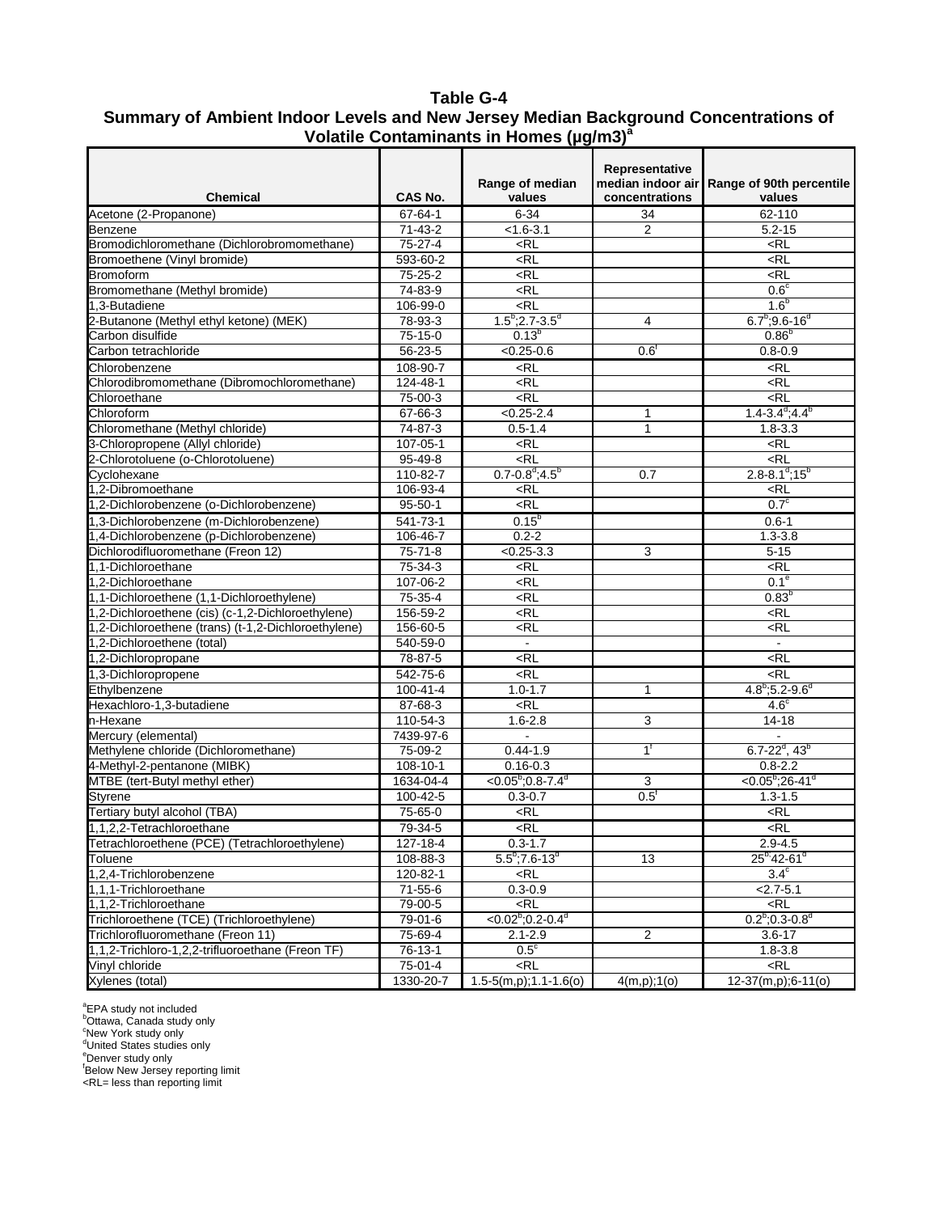# Table G-4

## Summary of Ambient Indoor Levels and New Jersey Median Background Concentrations of Volatile Contaminants in Homes (µg/m3)[a]

| Chemical | CAS No. | Range of median values | Representative median indoor air concentrations | Range of 90th percentile values |
|---|---|---|---|---|
| Acetone (2-Propanone) | 67-64-1 | 6-34 | 34 | 62-110 |
| Benzene | 71-43-2 | <1.6-3.1 | 2 | 5.2-15 |
| Bromodichloromethane (Dichlorobromomethane) | 75-27-4 | <RL | | <RL |
| Bromoethene (Vinyl bromide) | 593-60-2 | <RL | | <RL |
| Bromoform | 75-25-2 | <RL | | <RL |
| Bromomethane (Methyl bromide) | 74-83-9 | <RL | | 0.6[c] |
| 1,3-Butadiene | 106-99-0 | <RL | | 1.6[b] |
| 2-Butanone (Methyl ethyl ketone) (MEK) | 78-93-3 | 1.5[b];2.7-3.5[d] | 4 | 6.7[b];9.6-16[d] |
| Carbon disulfide | 75-15-0 | 0.13[b] | | 0.86[b] |
| Carbon tetrachloride | 56-23-5 | <0.25-0.6 | 0.6[f] | 0.8-0.9 |
| Chlorobenzene | 108-90-7 | <RL | | <RL |
| Chlorodibromomethane (Dibromochloromethane) | 124-48-1 | <RL | | <RL |
| Chloroethane | 75-00-3 | <RL | | <RL |
| Chloroform | 67-66-3 | <0.25-2.4 | 1 | 1.4-3.4[d];4.4[b] |
| Chloromethane (Methyl chloride) | 74-87-3 | 0.5-1.4 | 1 | 1.8-3.3 |
| 3-Chloropropene (Allyl chloride) | 107-05-1 | <RL | | <RL |
| 2-Chlorotoluene (o-Chlorotoluene) | 95-49-8 | <RL | | <RL |
| Cyclohexane | 110-82-7 | 0.7-0.8[d];4.5[b] | 0.7 | 2.8-8.1[d];15[b] |
| 1,2-Dibromoethane | 106-93-4 | <RL | | <RL |
| 1,2-Dichlorobenzene (o-Dichlorobenzene) | 95-50-1 | <RL | | 0.7[c] |
| 1,3-Dichlorobenzene (m-Dichlorobenzene) | 541-73-1 | 0.15[b] | | 0.6-1 |
| 1,4-Dichlorobenzene (p-Dichlorobenzene) | 106-46-7 | 0.2-2 | | 1.3-3.8 |
| Dichlorodifluoromethane (Freon 12) | 75-71-8 | <0.25-3.3 | 3 | 5-15 |
| 1,1-Dichloroethane | 75-34-3 | <RL | | <RL |
| 1,2-Dichloroethane | 107-06-2 | <RL | | 0.1[e] |
| 1,1-Dichloroethene (1,1-Dichloroethylene) | 75-35-4 | <RL | | 0.83[b] |
| 1,2-Dichloroethene (cis) (c-1,2-Dichloroethylene) | 156-59-2 | <RL | | <RL |
| 1,2-Dichloroethene (trans) (t-1,2-Dichloroethylene) | 156-60-5 | <RL | | <RL |
| 1,2-Dichloroethene (total) | 540-59-0 | - | | - |
| 1,2-Dichloropropane | 78-87-5 | <RL | | <RL |
| 1,3-Dichloropropene | 542-75-6 | <RL | | <RL |
| Ethylbenzene | 100-41-4 | 1.0-1.7 | 1 | 4.8[b];5.2-9.6[d] |
| Hexachloro-1,3-butadiene | 87-68-3 | <RL | | 4.6[c] |
| n-Hexane | 110-54-3 | 1.6-2.8 | 3 | 14-18 |
| Mercury (elemental) | 7439-97-6 | - | | - |
| Methylene chloride (Dichloromethane) | 75-09-2 | 0.44-1.9 | 1[f] | 6.7-22[d], 43[b] |
| 4-Methyl-2-pentanone (MIBK) | 108-10-1 | 0.16-0.3 | | 0.8-2.2 |
| MTBE (tert-Butyl methyl ether) | 1634-04-4 | <0.05[b];0.8-7.4[d] | 3 | <0.05[b];26-41[d] |
| Styrene | 100-42-5 | 0.3-0.7 | 0.5[f] | 1.3-1.5 |
| Tertiary butyl alcohol (TBA) | 75-65-0 | <RL | | <RL |
| 1,1,2,2-Tetrachloroethane | 79-34-5 | <RL | | <RL |
| Tetrachloroethene (PCE) (Tetrachloroethylene) | 127-18-4 | 0.3-1.7 | | 2.9-4.5 |
| Toluene | 108-88-3 | 5.5[b];7.6-13[d] | 13 | 25[b] 42-61[d] |
| 1,2,4-Trichlorobenzene | 120-82-1 | <RL | | 3.4[c] |
| 1,1,1-Trichloroethane | 71-55-6 | 0.3-0.9 | | <2.7-5.1 |
| 1,1,2-Trichloroethane | 79-00-5 | <RL | | <RL |
| Trichloroethene (TCE) (Trichloroethylene) | 79-01-6 | <0.02[b];0.2-0.4[d] | | 0.2[b];0.3-0.8[d] |
| Trichlorofluoromethane (Freon 11) | 75-69-4 | 2.1-2.9 | 2 | 3.6-17 |
| 1,1,2-Trichloro-1,2,2-trifluoroethane (Freon TF) | 76-13-1 | 0.5[c] | | 1.8-3.8 |
| Vinyl chloride | 75-01-4 | <RL | | <RL |
| Xylenes (total) | 1330-20-7 | 1.5-5(m,p);1.1-1.6(o) | 4(m,p);1(o) | 12-37(m,p);6-11(o) |

[a]EPA study not included
[b]Ottawa, Canada study only
[c]New York study only
[d]United States studies only
[e]Denver study only
[f]Below New Jersey reporting limit
<RL= less than reporting limit